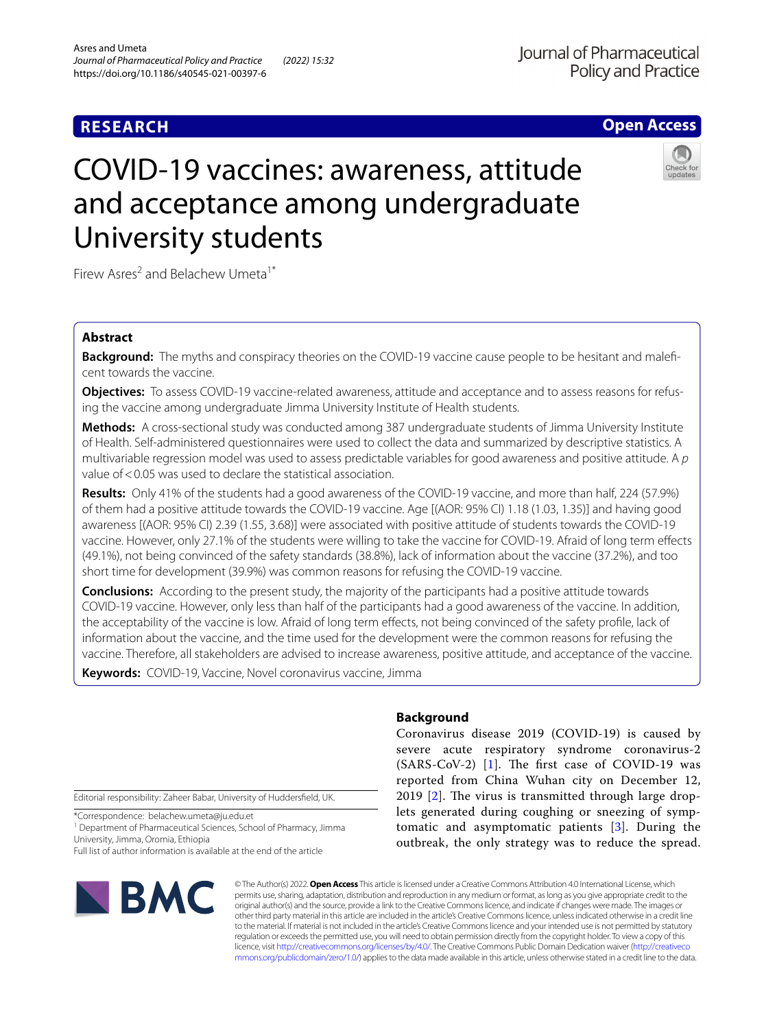# RESEARCH

**Open Access**

# COVID-19 vaccines: awareness, attitude and acceptance among undergraduate University students

Firew Asres[2] and Belachew Umeta[1*]

## Abstract

**Background:** The myths and conspiracy theories on the COVID-19 vaccine cause people to be hesitant and maleficent towards the vaccine.

**Objectives:** To assess COVID-19 vaccine-related awareness, attitude and acceptance and to assess reasons for refusing the vaccine among undergraduate Jimma University Institute of Health students.

**Methods:** A cross-sectional study was conducted among 387 undergraduate students of Jimma University Institute of Health. Self-administered questionnaires were used to collect the data and summarized by descriptive statistics. A multivariable regression model was used to assess predictable variables for good awareness and positive attitude. A *p* value of < 0.05 was used to declare the statistical association.

**Results:** Only 41% of the students had a good awareness of the COVID-19 vaccine, and more than half, 224 (57.9%) of them had a positive attitude towards the COVID-19 vaccine. Age [(AOR: 95% CI) 1.18 (1.03, 1.35)] and having good awareness [(AOR: 95% CI) 2.39 (1.55, 3.68)] were associated with positive attitude of students towards the COVID-19 vaccine. However, only 27.1% of the students were willing to take the vaccine for COVID-19. Afraid of long term effects (49.1%), not being convinced of the safety standards (38.8%), lack of information about the vaccine (37.2%), and too short time for development (39.9%) was common reasons for refusing the COVID-19 vaccine.

**Conclusions:** According to the present study, the majority of the participants had a positive attitude towards COVID-19 vaccine. However, only less than half of the participants had a good awareness of the vaccine. In addition, the acceptability of the vaccine is low. Afraid of long term effects, not being convinced of the safety profile, lack of information about the vaccine, and the time used for the development were the common reasons for refusing the vaccine. Therefore, all stakeholders are advised to increase awareness, positive attitude, and acceptance of the vaccine.

**Keywords:** COVID-19, Vaccine, Novel coronavirus vaccine, Jimma

## Background

Coronavirus disease 2019 (COVID-19) is caused by severe acute respiratory syndrome coronavirus-2 (SARS-CoV-2) [1]. The first case of COVID-19 was reported from China Wuhan city on December 12, 2019 [2]. The virus is transmitted through large droplets generated during coughing or sneezing of symptomatic and asymptomatic patients [3]. During the outbreak, the only strategy was to reduce the spread.

Editorial responsibility: Zaheer Babar, University of Huddersfield, UK.

*Correspondence: belachew.umeta@ju.edu.et

[1] Department of Pharmaceutical Sciences, School of Pharmacy, Jimma University, Jimma, Oromia, Ethiopia

Full list of author information is available at the end of the article

© The Author(s) 2022. **Open Access** This article is licensed under a Creative Commons Attribution 4.0 International License, which permits use, sharing, adaptation, distribution and reproduction in any medium or format, as long as you give appropriate credit to the original author(s) and the source, provide a link to the Creative Commons licence, and indicate if changes were made. The images or other third party material in this article are included in the article's Creative Commons licence, unless indicated otherwise in a credit line to the material. If material is not included in the article's Creative Commons licence and your intended use is not permitted by statutory regulation or exceeds the permitted use, you will need to obtain permission directly from the copyright holder. To view a copy of this licence, visit http://creativecommons.org/licenses/by/4.0/. The Creative Commons Public Domain Dedication waiver (http://creativecommons.org/publicdomain/zero/1.0/) applies to the data made available in this article, unless otherwise stated in a credit line to the data.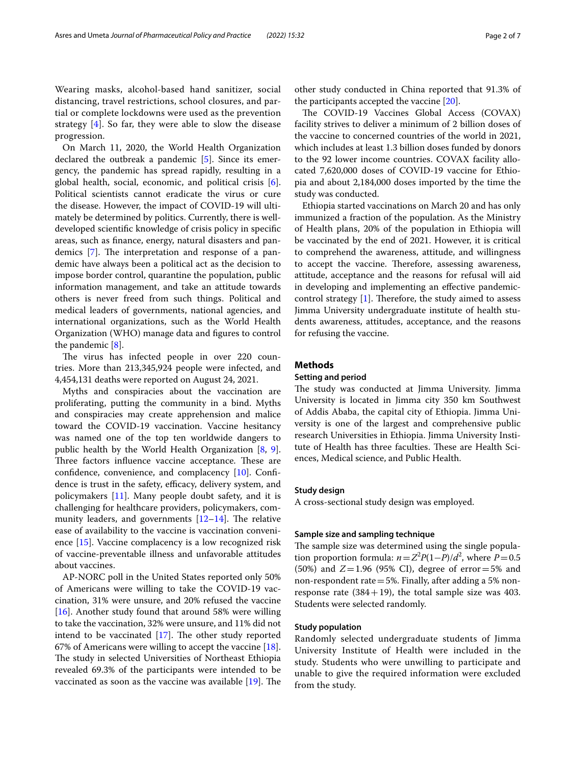Wearing masks, alcohol-based hand sanitizer, social distancing, travel restrictions, school closures, and partial or complete lockdowns were used as the prevention strategy [4]. So far, they were able to slow the disease progression.

On March 11, 2020, the World Health Organization declared the outbreak a pandemic [5]. Since its emergency, the pandemic has spread rapidly, resulting in a global health, social, economic, and political crisis [6]. Political scientists cannot eradicate the virus or cure the disease. However, the impact of COVID-19 will ultimately be determined by politics. Currently, there is well-developed scientific knowledge of crisis policy in specific areas, such as finance, energy, natural disasters and pandemics [7]. The interpretation and response of a pandemic have always been a political act as the decision to impose border control, quarantine the population, public information management, and take an attitude towards others is never freed from such things. Political and medical leaders of governments, national agencies, and international organizations, such as the World Health Organization (WHO) manage data and figures to control the pandemic [8].

The virus has infected people in over 220 countries. More than 213,345,924 people were infected, and 4,454,131 deaths were reported on August 24, 2021.

Myths and conspiracies about the vaccination are proliferating, putting the community in a bind. Myths and conspiracies may create apprehension and malice toward the COVID-19 vaccination. Vaccine hesitancy was named one of the top ten worldwide dangers to public health by the World Health Organization [8, 9]. Three factors influence vaccine acceptance. These are confidence, convenience, and complacency [10]. Confidence is trust in the safety, efficacy, delivery system, and policymakers [11]. Many people doubt safety, and it is challenging for healthcare providers, policymakers, community leaders, and governments [12–14]. The relative ease of availability to the vaccine is vaccination convenience [15]. Vaccine complacency is a low recognized risk of vaccine-preventable illness and unfavorable attitudes about vaccines.

AP-NORC poll in the United States reported only 50% of Americans were willing to take the COVID-19 vaccination, 31% were unsure, and 20% refused the vaccine [16]. Another study found that around 58% were willing to take the vaccination, 32% were unsure, and 11% did not intend to be vaccinated [17]. The other study reported 67% of Americans were willing to accept the vaccine [18]. The study in selected Universities of Northeast Ethiopia revealed 69.3% of the participants were intended to be vaccinated as soon as the vaccine was available [19]. The other study conducted in China reported that 91.3% of the participants accepted the vaccine [20].

The COVID-19 Vaccines Global Access (COVAX) facility strives to deliver a minimum of 2 billion doses of the vaccine to concerned countries of the world in 2021, which includes at least 1.3 billion doses funded by donors to the 92 lower income countries. COVAX facility allocated 7,620,000 doses of COVID-19 vaccine for Ethiopia and about 2,184,000 doses imported by the time the study was conducted.

Ethiopia started vaccinations on March 20 and has only immunized a fraction of the population. As the Ministry of Health plans, 20% of the population in Ethiopia will be vaccinated by the end of 2021. However, it is critical to comprehend the awareness, attitude, and willingness to accept the vaccine. Therefore, assessing awareness, attitude, acceptance and the reasons for refusal will aid in developing and implementing an effective pandemic-control strategy [1]. Therefore, the study aimed to assess Jimma University undergraduate institute of health students awareness, attitudes, acceptance, and the reasons for refusing the vaccine.

## Methods

### Setting and period

The study was conducted at Jimma University. Jimma University is located in Jimma city 350 km Southwest of Addis Ababa, the capital city of Ethiopia. Jimma University is one of the largest and comprehensive public research Universities in Ethiopia. Jimma University Institute of Health has three faculties. These are Health Sciences, Medical science, and Public Health.

### Study design

A cross-sectional study design was employed.

### Sample size and sampling technique

The sample size was determined using the single population proportion formula: $n = Z^2P(1-P)/d^2$, where $P = 0.5$ (50%) and $Z = 1.96$ (95% CI), degree of error = 5% and non-respondent rate = 5%. Finally, after adding a 5% non-response rate (384 + 19), the total sample size was 403. Students were selected randomly.

### Study population

Randomly selected undergraduate students of Jimma University Institute of Health were included in the study. Students who were unwilling to participate and unable to give the required information were excluded from the study.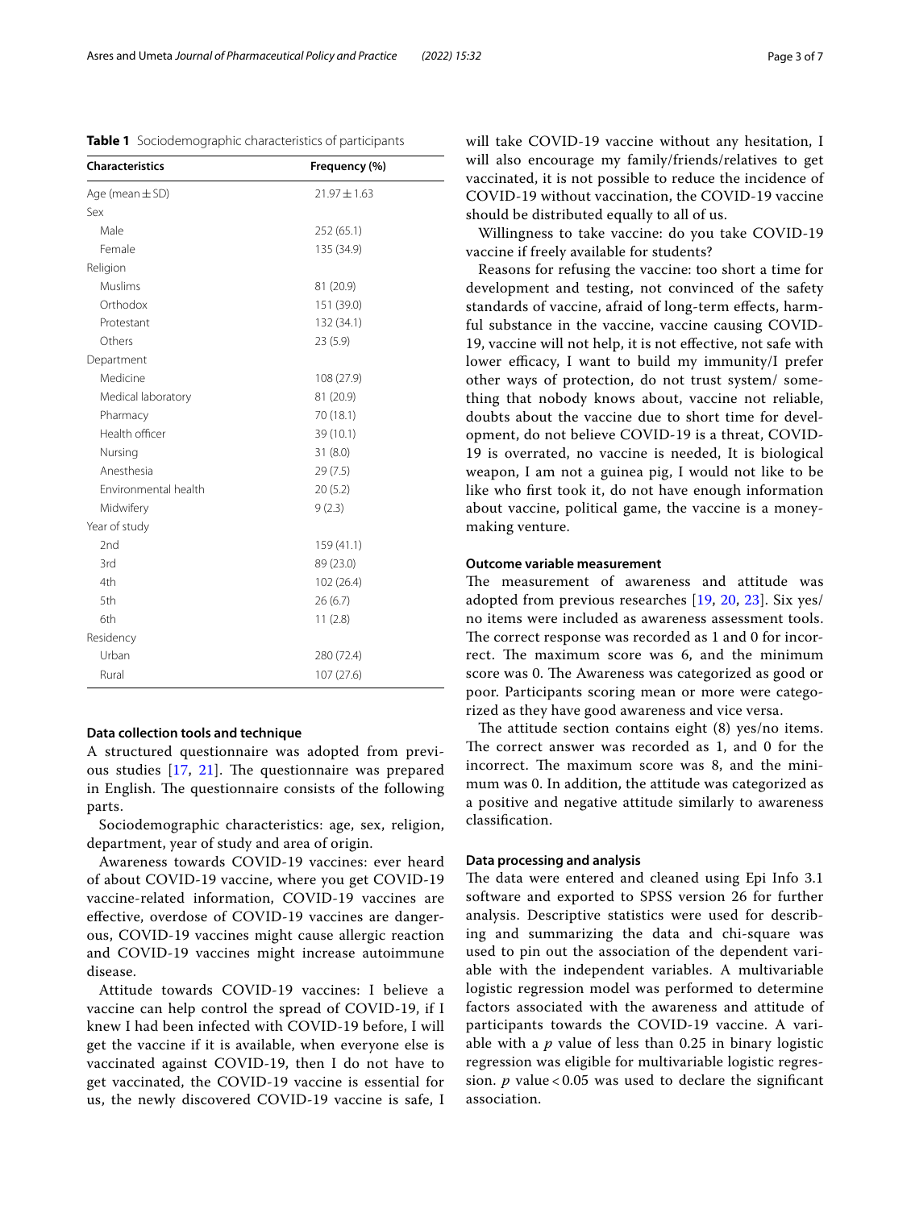**Table 1** Sociodemographic characteristics of participants

| Characteristics | Frequency (%) |
|---|---|
| Age (mean ± SD) | 21.97 ± 1.63 |
| Sex | |
| Male | 252 (65.1) |
| Female | 135 (34.9) |
| Religion | |
| Muslims | 81 (20.9) |
| Orthodox | 151 (39.0) |
| Protestant | 132 (34.1) |
| Others | 23 (5.9) |
| Department | |
| Medicine | 108 (27.9) |
| Medical laboratory | 81 (20.9) |
| Pharmacy | 70 (18.1) |
| Health officer | 39 (10.1) |
| Nursing | 31 (8.0) |
| Anesthesia | 29 (7.5) |
| Environmental health | 20 (5.2) |
| Midwifery | 9 (2.3) |
| Year of study | |
| 2nd | 159 (41.1) |
| 3rd | 89 (23.0) |
| 4th | 102 (26.4) |
| 5th | 26 (6.7) |
| 6th | 11 (2.8) |
| Residency | |
| Urban | 280 (72.4) |
| Rural | 107 (27.6) |

#### Data collection tools and technique

A structured questionnaire was adopted from previous studies [17, 21]. The questionnaire was prepared in English. The questionnaire consists of the following parts.

Sociodemographic characteristics: age, sex, religion, department, year of study and area of origin.

Awareness towards COVID-19 vaccines: ever heard of about COVID-19 vaccine, where you get COVID-19 vaccine-related information, COVID-19 vaccines are effective, overdose of COVID-19 vaccines are dangerous, COVID-19 vaccines might cause allergic reaction and COVID-19 vaccines might increase autoimmune disease.

Attitude towards COVID-19 vaccines: I believe a vaccine can help control the spread of COVID-19, if I knew I had been infected with COVID-19 before, I will get the vaccine if it is available, when everyone else is vaccinated against COVID-19, then I do not have to get vaccinated, the COVID-19 vaccine is essential for us, the newly discovered COVID-19 vaccine is safe, I will take COVID-19 vaccine without any hesitation, I will also encourage my family/friends/relatives to get vaccinated, it is not possible to reduce the incidence of COVID-19 without vaccination, the COVID-19 vaccine should be distributed equally to all of us.

Willingness to take vaccine: do you take COVID-19 vaccine if freely available for students?

Reasons for refusing the vaccine: too short a time for development and testing, not convinced of the safety standards of vaccine, afraid of long-term effects, harmful substance in the vaccine, vaccine causing COVID-19, vaccine will not help, it is not effective, not safe with lower efficacy, I want to build my immunity/I prefer other ways of protection, do not trust system/ something that nobody knows about, vaccine not reliable, doubts about the vaccine due to short time for development, do not believe COVID-19 is a threat, COVID-19 is overrated, no vaccine is needed, It is biological weapon, I am not a guinea pig, I would not like to be like who first took it, do not have enough information about vaccine, political game, the vaccine is a money-making venture.

#### Outcome variable measurement

The measurement of awareness and attitude was adopted from previous researches [19, 20, 23]. Six yes/no items were included as awareness assessment tools. The correct response was recorded as 1 and 0 for incorrect. The maximum score was 6, and the minimum score was 0. The Awareness was categorized as good or poor. Participants scoring mean or more were categorized as they have good awareness and vice versa.

The attitude section contains eight (8) yes/no items. The correct answer was recorded as 1, and 0 for the incorrect. The maximum score was 8, and the minimum was 0. In addition, the attitude was categorized as a positive and negative attitude similarly to awareness classification.

#### Data processing and analysis

The data were entered and cleaned using Epi Info 3.1 software and exported to SPSS version 26 for further analysis. Descriptive statistics were used for describing and summarizing the data and chi-square was used to pin out the association of the dependent variable with the independent variables. A multivariable logistic regression model was performed to determine factors associated with the awareness and attitude of participants towards the COVID-19 vaccine. A variable with a $p$ value of less than 0.25 in binary logistic regression was eligible for multivariable logistic regression. $p$ value < 0.05 was used to declare the significant association.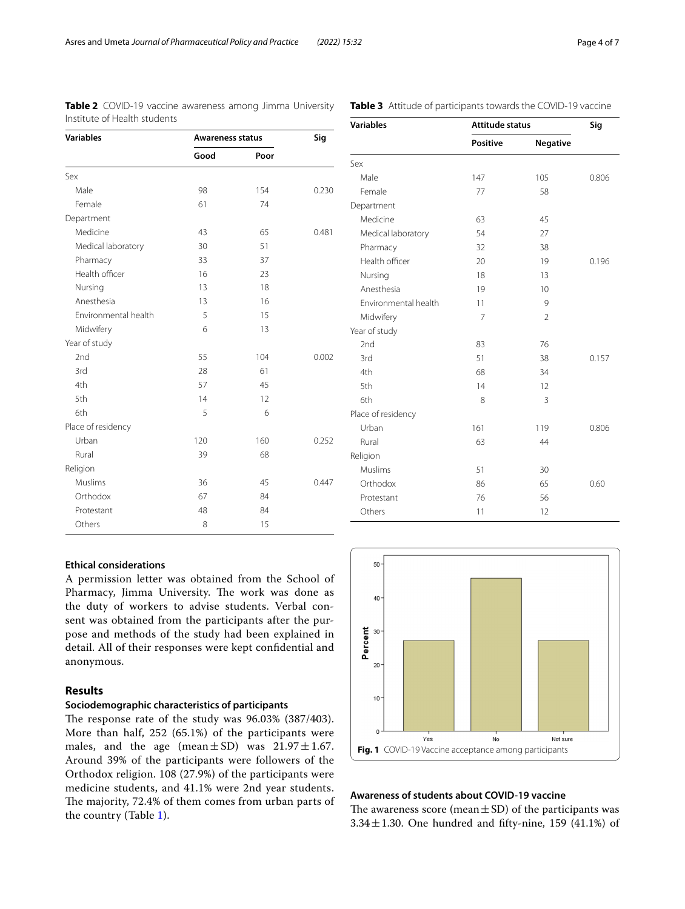**Table 2** COVID-19 vaccine awareness among Jimma University Institute of Health students

| Variables | Awareness status | | Sig |
|---|---|---|---|
| | Good | Poor | |
| Sex | | | |
| Male | 98 | 154 | 0.230 |
| Female | 61 | 74 | |
| Department | | | |
| Medicine | 43 | 65 | 0.481 |
| Medical laboratory | 30 | 51 | |
| Pharmacy | 33 | 37 | |
| Health officer | 16 | 23 | |
| Nursing | 13 | 18 | |
| Anesthesia | 13 | 16 | |
| Environmental health | 5 | 15 | |
| Midwifery | 6 | 13 | |
| Year of study | | | |
| 2nd | 55 | 104 | 0.002 |
| 3rd | 28 | 61 | |
| 4th | 57 | 45 | |
| 5th | 14 | 12 | |
| 6th | 5 | 6 | |
| Place of residency | | | |
| Urban | 120 | 160 | 0.252 |
| Rural | 39 | 68 | |
| Religion | | | |
| Muslims | 36 | 45 | 0.447 |
| Orthodox | 67 | 84 | |
| Protestant | 48 | 84 | |
| Others | 8 | 15 | |

**Table 3** Attitude of participants towards the COVID-19 vaccine

| Variables | Attitude status | | Sig |
|---|---|---|---|
| | Positive | Negative | |
| Sex | | | |
| Male | 147 | 105 | 0.806 |
| Female | 77 | 58 | |
| Department | | | |
| Medicine | 63 | 45 | |
| Medical laboratory | 54 | 27 | |
| Pharmacy | 32 | 38 | |
| Health officer | 20 | 19 | 0.196 |
| Nursing | 18 | 13 | |
| Anesthesia | 19 | 10 | |
| Environmental health | 11 | 9 | |
| Midwifery | 7 | 2 | |
| Year of study | | | |
| 2nd | 83 | 76 | |
| 3rd | 51 | 38 | 0.157 |
| 4th | 68 | 34 | |
| 5th | 14 | 12 | |
| 6th | 8 | 3 | |
| Place of residency | | | |
| Urban | 161 | 119 | 0.806 |
| Rural | 63 | 44 | |
| Religion | | | |
| Muslims | 51 | 30 | |
| Orthodox | 86 | 65 | 0.60 |
| Protestant | 76 | 56 | |
| Others | 11 | 12 | |

### Ethical considerations

A permission letter was obtained from the School of Pharmacy, Jimma University. The work was done as the duty of workers to advise students. Verbal consent was obtained from the participants after the purpose and methods of the study had been explained in detail. All of their responses were kept confidential and anonymous.

## Results

### Sociodemographic characteristics of participants

The response rate of the study was 96.03% (387/403). More than half, 252 (65.1%) of the participants were males, and the age (mean ± SD) was 21.97 ± 1.67. Around 39% of the participants were followers of the Orthodox religion. 108 (27.9%) of the participants were medicine students, and 41.1% were 2nd year students. The majority, 72.4% of them comes from urban parts of the country (Table 1).

**Fig. 1** COVID-19 Vaccine acceptance among participants

### Awareness of students about COVID-19 vaccine

The awareness score (mean ± SD) of the participants was 3.34 ± 1.30. One hundred and fifty-nine, 159 (41.1%) of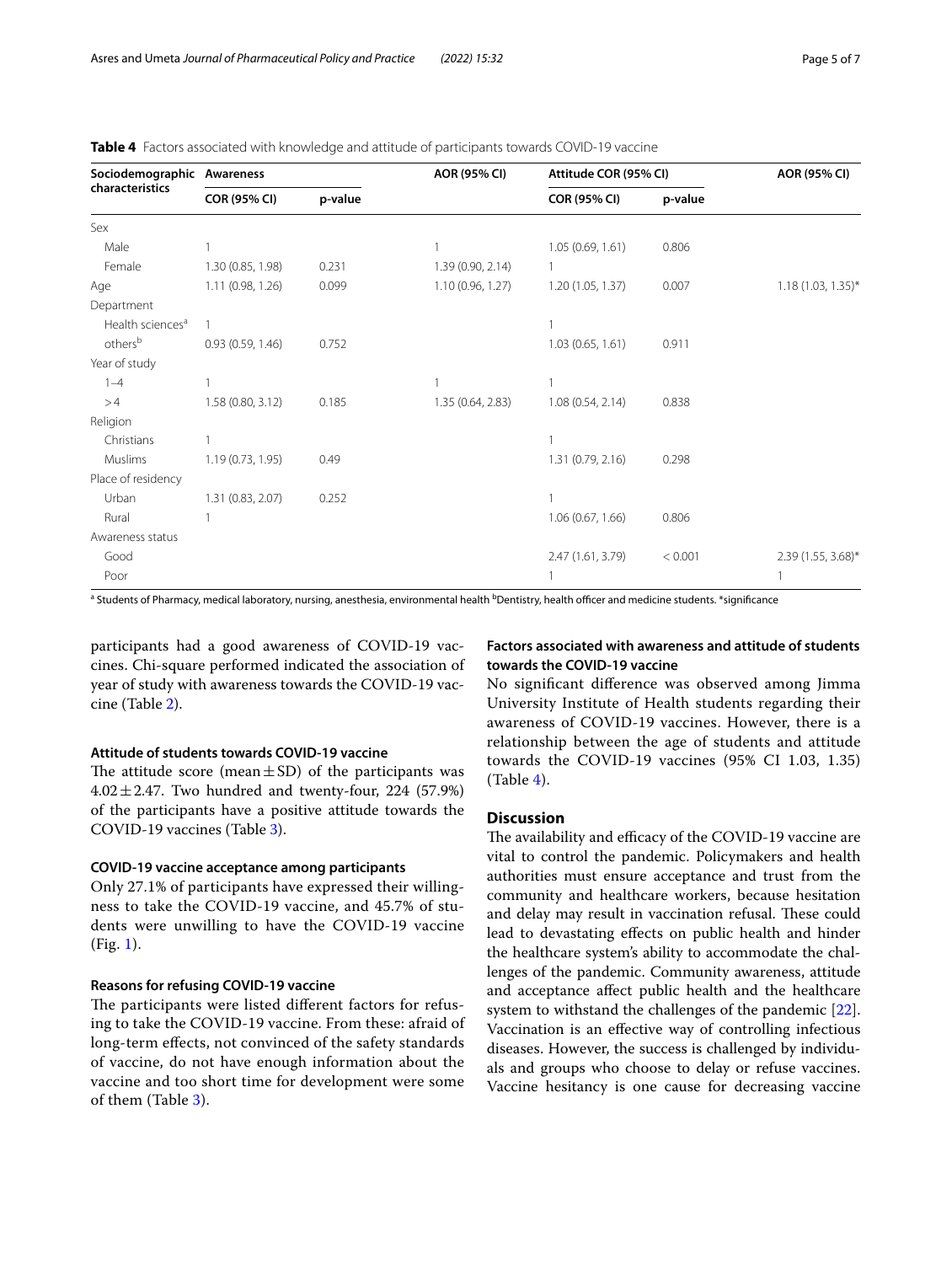**Table 4** Factors associated with knowledge and attitude of participants towards COVID-19 vaccine

| Sociodemographic characteristics | Awareness | | AOR (95% CI) | Attitude COR (95% CI) | | AOR (95% CI) |
|---|---|---|---|---|---|---|
| | COR (95% CI) | p-value | | COR (95% CI) | p-value | |
| Sex | | | | | | |
| Male | 1 | | 1 | 1.05 (0.69, 1.61) | 0.806 | |
| Female | 1.30 (0.85, 1.98) | 0.231 | 1.39 (0.90, 2.14) | 1 | | |
| Age | 1.11 (0.98, 1.26) | 0.099 | 1.10 (0.96, 1.27) | 1.20 (1.05, 1.37) | 0.007 | 1.18 (1.03, 1.35)* |
| Department | | | | | | |
| Health sciences[a] | 1 | | | 1 | | |
| others[b] | 0.93 (0.59, 1.46) | 0.752 | | 1.03 (0.65, 1.61) | 0.911 | |
| Year of study | | | | | | |
| 1–4 | 1 | | 1 | 1 | | |
| >4 | 1.58 (0.80, 3.12) | 0.185 | 1.35 (0.64, 2.83) | 1.08 (0.54, 2.14) | 0.838 | |
| Religion | | | | | | |
| Christians | 1 | | | 1 | | |
| Muslims | 1.19 (0.73, 1.95) | 0.49 | | 1.31 (0.79, 2.16) | 0.298 | |
| Place of residency | | | | | | |
| Urban | 1.31 (0.83, 2.07) | 0.252 | | 1 | | |
| Rural | 1 | | | 1.06 (0.67, 1.66) | 0.806 | |
| Awareness status | | | | | | |
| Good | | | | 2.47 (1.61, 3.79) | < 0.001 | 2.39 (1.55, 3.68)* |
| Poor | | | | 1 | | 1 |

[a] Students of Pharmacy, medical laboratory, nursing, anesthesia, environmental health [b]Dentistry, health officer and medicine students. *significance

participants had a good awareness of COVID-19 vaccines. Chi-square performed indicated the association of year of study with awareness towards the COVID-19 vaccine (Table 2).

#### Attitude of students towards COVID-19 vaccine

The attitude score (mean ± SD) of the participants was 4.02 ± 2.47. Two hundred and twenty-four, 224 (57.9%) of the participants have a positive attitude towards the COVID-19 vaccines (Table 3).

#### COVID-19 vaccine acceptance among participants

Only 27.1% of participants have expressed their willingness to take the COVID-19 vaccine, and 45.7% of students were unwilling to have the COVID-19 vaccine (Fig. 1).

#### Reasons for refusing COVID-19 vaccine

The participants were listed different factors for refusing to take the COVID-19 vaccine. From these: afraid of long-term effects, not convinced of the safety standards of vaccine, do not have enough information about the vaccine and too short time for development were some of them (Table 3).

#### Factors associated with awareness and attitude of students towards the COVID-19 vaccine

No significant difference was observed among Jimma University Institute of Health students regarding their awareness of COVID-19 vaccines. However, there is a relationship between the age of students and attitude towards the COVID-19 vaccines (95% CI 1.03, 1.35) (Table 4).

## Discussion

The availability and efficacy of the COVID-19 vaccine are vital to control the pandemic. Policymakers and health authorities must ensure acceptance and trust from the community and healthcare workers, because hesitation and delay may result in vaccination refusal. These could lead to devastating effects on public health and hinder the healthcare system's ability to accommodate the challenges of the pandemic. Community awareness, attitude and acceptance affect public health and the healthcare system to withstand the challenges of the pandemic [22]. Vaccination is an effective way of controlling infectious diseases. However, the success is challenged by individuals and groups who choose to delay or refuse vaccines. Vaccine hesitancy is one cause for decreasing vaccine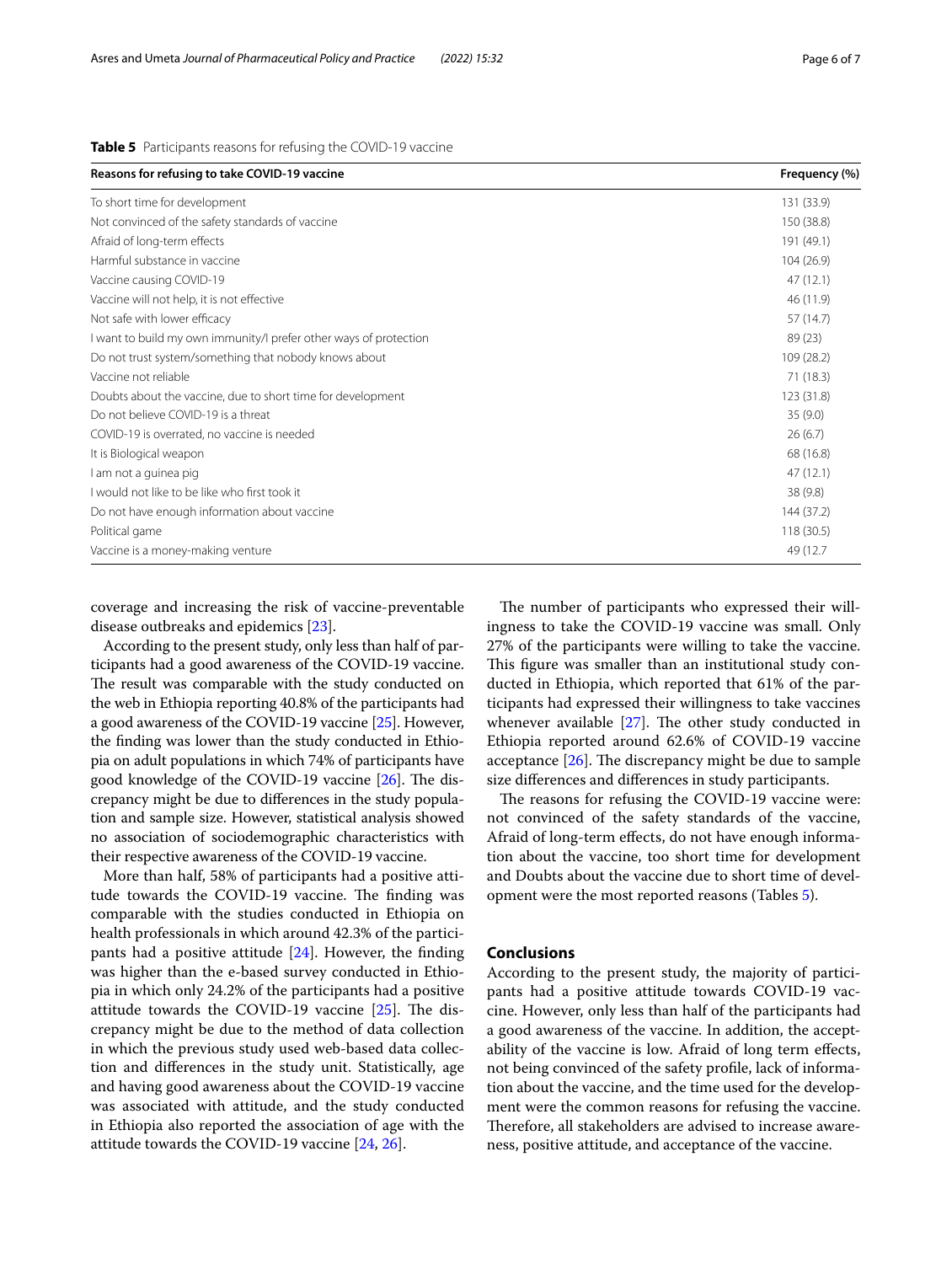**Table 5** Participants reasons for refusing the COVID-19 vaccine

| Reasons for refusing to take COVID-19 vaccine | Frequency (%) |
|---|---|
| To short time for development | 131 (33.9) |
| Not convinced of the safety standards of vaccine | 150 (38.8) |
| Afraid of long-term effects | 191 (49.1) |
| Harmful substance in vaccine | 104 (26.9) |
| Vaccine causing COVID-19 | 47 (12.1) |
| Vaccine will not help, it is not effective | 46 (11.9) |
| Not safe with lower efficacy | 57 (14.7) |
| I want to build my own immunity/I prefer other ways of protection | 89 (23) |
| Do not trust system/something that nobody knows about | 109 (28.2) |
| Vaccine not reliable | 71 (18.3) |
| Doubts about the vaccine, due to short time for development | 123 (31.8) |
| Do not believe COVID-19 is a threat | 35 (9.0) |
| COVID-19 is overrated, no vaccine is needed | 26 (6.7) |
| It is Biological weapon | 68 (16.8) |
| I am not a guinea pig | 47 (12.1) |
| I would not like to be like who first took it | 38 (9.8) |
| Do not have enough information about vaccine | 144 (37.2) |
| Political game | 118 (30.5) |
| Vaccine is a money-making venture | 49 (12.7 |

coverage and increasing the risk of vaccine-preventable disease outbreaks and epidemics [23].

According to the present study, only less than half of participants had a good awareness of the COVID-19 vaccine. The result was comparable with the study conducted on the web in Ethiopia reporting 40.8% of the participants had a good awareness of the COVID-19 vaccine [25]. However, the finding was lower than the study conducted in Ethiopia on adult populations in which 74% of participants have good knowledge of the COVID-19 vaccine [26]. The discrepancy might be due to differences in the study population and sample size. However, statistical analysis showed no association of sociodemographic characteristics with their respective awareness of the COVID-19 vaccine.

More than half, 58% of participants had a positive attitude towards the COVID-19 vaccine. The finding was comparable with the studies conducted in Ethiopia on health professionals in which around 42.3% of the participants had a positive attitude [24]. However, the finding was higher than the e-based survey conducted in Ethiopia in which only 24.2% of the participants had a positive attitude towards the COVID-19 vaccine [25]. The discrepancy might be due to the method of data collection in which the previous study used web-based data collection and differences in the study unit. Statistically, age and having good awareness about the COVID-19 vaccine was associated with attitude, and the study conducted in Ethiopia also reported the association of age with the attitude towards the COVID-19 vaccine [24, 26].

The number of participants who expressed their willingness to take the COVID-19 vaccine was small. Only 27% of the participants were willing to take the vaccine. This figure was smaller than an institutional study conducted in Ethiopia, which reported that 61% of the participants had expressed their willingness to take vaccines whenever available [27]. The other study conducted in Ethiopia reported around 62.6% of COVID-19 vaccine acceptance [26]. The discrepancy might be due to sample size differences and differences in study participants.

The reasons for refusing the COVID-19 vaccine were: not convinced of the safety standards of the vaccine, Afraid of long-term effects, do not have enough information about the vaccine, too short time for development and Doubts about the vaccine due to short time of development were the most reported reasons (Tables 5).

## Conclusions

According to the present study, the majority of participants had a positive attitude towards COVID-19 vaccine. However, only less than half of the participants had a good awareness of the vaccine. In addition, the acceptability of the vaccine is low. Afraid of long term effects, not being convinced of the safety profile, lack of information about the vaccine, and the time used for the development were the common reasons for refusing the vaccine. Therefore, all stakeholders are advised to increase awareness, positive attitude, and acceptance of the vaccine.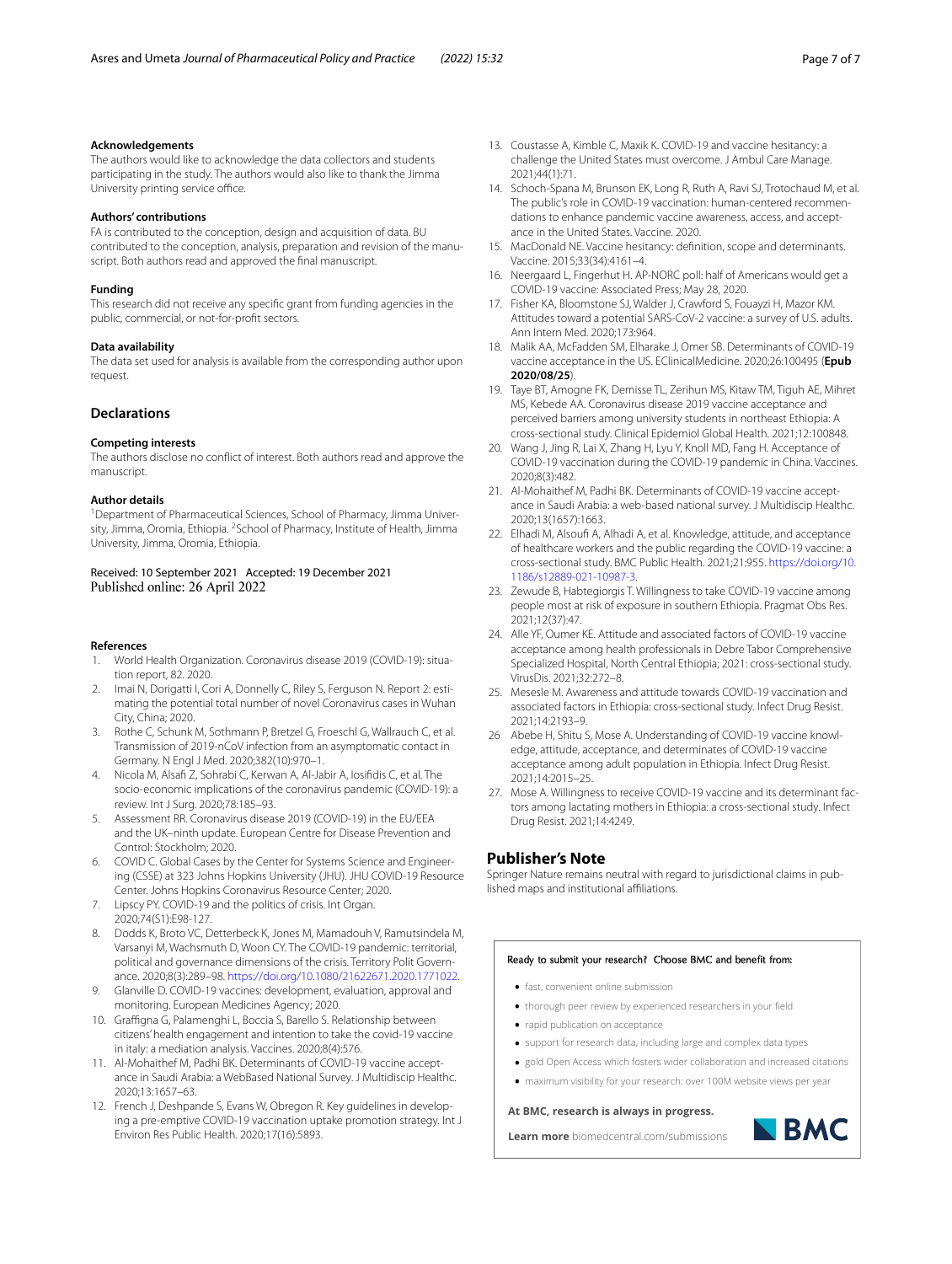### Acknowledgements

The authors would like to acknowledge the data collectors and students participating in the study. The authors would also like to thank the Jimma University printing service office.

### Authors' contributions

FA is contributed to the conception, design and acquisition of data. BU contributed to the conception, analysis, preparation and revision of the manuscript. Both authors read and approved the final manuscript.

### Funding

This research did not receive any specific grant from funding agencies in the public, commercial, or not-for-profit sectors.

### Data availability

The data set used for analysis is available from the corresponding author upon request.

## Declarations

### Competing interests

The authors disclose no conflict of interest. Both authors read and approve the manuscript.

### Author details

[1]Department of Pharmaceutical Sciences, School of Pharmacy, Jimma University, Jimma, Oromia, Ethiopia. [2]School of Pharmacy, Institute of Health, Jimma University, Jimma, Oromia, Ethiopia.

Received: 10 September 2021 Accepted: 19 December 2021
Published online: 26 April 2022

### References

1. World Health Organization. Coronavirus disease 2019 (COVID-19): situation report, 82. 2020.
2. Imai N, Dorigatti I, Cori A, Donnelly C, Riley S, Ferguson N. Report 2: estimating the potential total number of novel Coronavirus cases in Wuhan City, China; 2020.
3. Rothe C, Schunk M, Sothmann P, Bretzel G, Froeschl G, Wallrauch C, et al. Transmission of 2019-nCoV infection from an asymptomatic contact in Germany. N Engl J Med. 2020;382(10):970–1.
4. Nicola M, Alsafi Z, Sohrabi C, Kerwan A, Al-Jabir A, Iosifidis C, et al. The socio-economic implications of the coronavirus pandemic (COVID-19): a review. Int J Surg. 2020;78:185–93.
5. Assessment RR. Coronavirus disease 2019 (COVID-19) in the EU/EEA and the UK–ninth update. European Centre for Disease Prevention and Control: Stockholm; 2020.
6. COVID C. Global Cases by the Center for Systems Science and Engineering (CSSE) at 323 Johns Hopkins University (JHU). JHU COVID-19 Resource Center. Johns Hopkins Coronavirus Resource Center; 2020.
7. Lipscy PY. COVID-19 and the politics of crisis. Int Organ. 2020;74(S1):E98-127.
8. Dodds K, Broto VC, Detterbeck K, Jones M, Mamadouh V, Ramutsindela M, Varsanyi M, Wachsmuth D, Woon CY. The COVID-19 pandemic: territorial, political and governance dimensions of the crisis. Territory Polit Governance. 2020;8(3):289–98. https://doi.org/10.1080/21622671.2020.1771022.
9. Glanville D. COVID-19 vaccines: development, evaluation, approval and monitoring. European Medicines Agency; 2020.
10. Graffigna G, Palamenghi L, Boccia S, Barello S. Relationship between citizens' health engagement and intention to take the covid-19 vaccine in italy: a mediation analysis. Vaccines. 2020;8(4):576.
11. Al-Mohaithef M, Padhi BK. Determinants of COVID-19 vaccine acceptance in Saudi Arabia: a WebBased National Survey. J Multidiscip Healthc. 2020;13:1657–63.
12. French J, Deshpande S, Evans W, Obregon R. Key guidelines in developing a pre-emptive COVID-19 vaccination uptake promotion strategy. Int J Environ Res Public Health. 2020;17(16):5893.
13. Coustasse A, Kimble C, Maxik K. COVID-19 and vaccine hesitancy: a challenge the United States must overcome. J Ambul Care Manage. 2021;44(1):71.
14. Schoch-Spana M, Brunson EK, Long R, Ruth A, Ravi SJ, Trotochaud M, et al. The public's role in COVID-19 vaccination: human-centered recommendations to enhance pandemic vaccine awareness, access, and acceptance in the United States. Vaccine. 2020.
15. MacDonald NE. Vaccine hesitancy: definition, scope and determinants. Vaccine. 2015;33(34):4161–4.
16. Neergaard L, Fingerhut H. AP-NORC poll: half of Americans would get a COVID-19 vaccine: Associated Press; May 28, 2020.
17. Fisher KA, Bloomstone SJ, Walder J, Crawford S, Fouayzi H, Mazor KM. Attitudes toward a potential SARS-CoV-2 vaccine: a survey of U.S. adults. Ann Intern Med. 2020;173:964.
18. Malik AA, McFadden SM, Elharake J, Omer SB. Determinants of COVID-19 vaccine acceptance in the US. EClinicalMedicine. 2020;26:100495 (**Epub 2020/08/25**).
19. Taye BT, Amogne FK, Demisse TL, Zerihun MS, Kitaw TM, Tiguh AE, Mihret MS, Kebede AA. Coronavirus disease 2019 vaccine acceptance and perceived barriers among university students in northeast Ethiopia: A cross-sectional study. Clinical Epidemiol Global Health. 2021;12:100848.
20. Wang J, Jing R, Lai X, Zhang H, Lyu Y, Knoll MD, Fang H. Acceptance of COVID-19 vaccination during the COVID-19 pandemic in China. Vaccines. 2020;8(3):482.
21. Al-Mohaithef M, Padhi BK. Determinants of COVID-19 vaccine acceptance in Saudi Arabia: a web-based national survey. J Multidiscip Healthc. 2020;13(1657):1663.
22. Elhadi M, Alsoufi A, Alhadi A, et al. Knowledge, attitude, and acceptance of healthcare workers and the public regarding the COVID-19 vaccine: a cross-sectional study. BMC Public Health. 2021;21:955. https://doi.org/10.1186/s12889-021-10987-3.
23. Zewude B, Habtegiorgis T. Willingness to take COVID-19 vaccine among people most at risk of exposure in southern Ethiopia. Pragmat Obs Res. 2021;12(37):47.
24. Alle YF, Oumer KE. Attitude and associated factors of COVID-19 vaccine acceptance among health professionals in Debre Tabor Comprehensive Specialized Hospital, North Central Ethiopia; 2021: cross-sectional study. VirusDis. 2021;32:272–8.
25. Meseslе M. Awareness and attitude towards COVID-19 vaccination and associated factors in Ethiopia: cross-sectional study. Infect Drug Resist. 2021;14:2193–9.
26. Abebe H, Shitu S, Mose A. Understanding of COVID-19 vaccine knowledge, attitude, acceptance, and determinates of COVID-19 vaccine acceptance among adult population in Ethiopia. Infect Drug Resist. 2021;14:2015–25.
27. Mose A. Willingness to receive COVID-19 vaccine and its determinant factors among lactating mothers in Ethiopia: a cross-sectional study. Infect Drug Resist. 2021;14:4249.

## Publisher's Note

Springer Nature remains neutral with regard to jurisdictional claims in published maps and institutional affiliations.

Ready to submit your research? Choose BMC and benefit from:

- fast, convenient online submission
- thorough peer review by experienced researchers in your field
- rapid publication on acceptance
- support for research data, including large and complex data types
- gold Open Access which fosters wider collaboration and increased citations
- maximum visibility for your research: over 100M website views per year

**At BMC, research is always in progress.**

**Learn more** biomedcentral.com/submissions

BMC